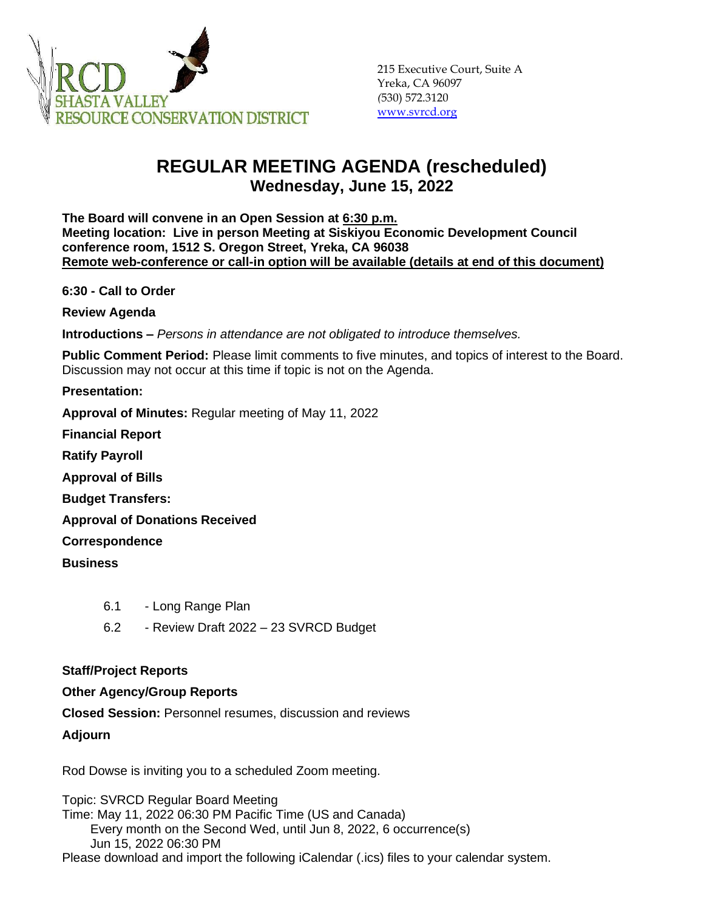RCD
SHASTA VALLEY
RESOURCE CONSERVATION DISTRICT

215 Executive Court, Suite A
Yreka, CA 96097
(530) 572.3120
www.svrcd.org

# REGULAR MEETING AGENDA (rescheduled)
## Wednesday, June 15, 2022

**The Board will convene in an Open Session at 6:30 p.m.**
**Meeting location: Live in person Meeting at Siskiyou Economic Development Council conference room, 1512 S. Oregon Street, Yreka, CA 96038**
**Remote web-conference or call-in option will be available (details at end of this document)**

**6:30 - Call to Order**

**Review Agenda**

**Introductions –** *Persons in attendance are not obligated to introduce themselves.*

**Public Comment Period:** Please limit comments to five minutes, and topics of interest to the Board. Discussion may not occur at this time if topic is not on the Agenda.

**Presentation:**

**Approval of Minutes:** Regular meeting of May 11, 2022

**Financial Report**

**Ratify Payroll**

**Approval of Bills**

**Budget Transfers:**

**Approval of Donations Received**

**Correspondence**

**Business**

6.1 - Long Range Plan

6.2 - Review Draft 2022 – 23 SVRCD Budget

**Staff/Project Reports**

**Other Agency/Group Reports**

**Closed Session:** Personnel resumes, discussion and reviews

**Adjourn**

Rod Dowse is inviting you to a scheduled Zoom meeting.

Topic: SVRCD Regular Board Meeting
Time: May 11, 2022 06:30 PM Pacific Time (US and Canada)
Every month on the Second Wed, until Jun 8, 2022, 6 occurrence(s)
Jun 15, 2022 06:30 PM
Please download and import the following iCalendar (.ics) files to your calendar system.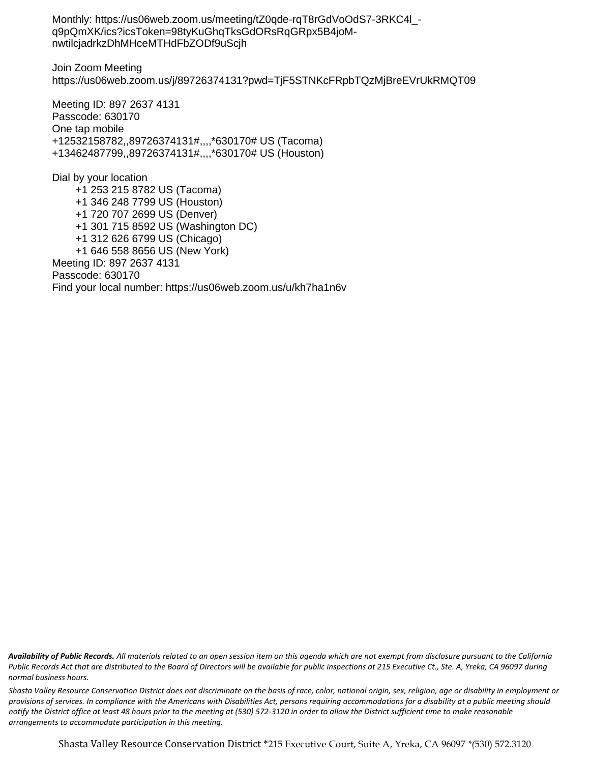Monthly: https://us06web.zoom.us/meeting/tZ0qde-rqT8rGdVoOdS7-3RKC4l_-q9pQmXK/ics?icsToken=98tyKuGhqTksGdORsRqGRpx5B4joM-nwtilcjadrkzDhMHceMTHdFbZODf9uScjh

Join Zoom Meeting
https://us06web.zoom.us/j/89726374131?pwd=TjF5STNKcFRpbTQzMjBreEVrUkRMQT09

Meeting ID: 897 2637 4131
Passcode: 630170
One tap mobile
+12532158782,,89726374131#,,,,*630170# US (Tacoma)
+13462487799,,89726374131#,,,,*630170# US (Houston)

Dial by your location
- +1 253 215 8782 US (Tacoma)
- +1 346 248 7799 US (Houston)
- +1 720 707 2699 US (Denver)
- +1 301 715 8592 US (Washington DC)
- +1 312 626 6799 US (Chicago)
- +1 646 558 8656 US (New York)

Meeting ID: 897 2637 4131
Passcode: 630170
Find your local number: https://us06web.zoom.us/u/kh7ha1n6v

***Availability of Public Records.*** *All materials related to an open session item on this agenda which are not exempt from disclosure pursuant to the California Public Records Act that are distributed to the Board of Directors will be available for public inspections at 215 Executive Ct., Ste. A, Yreka, CA 96097 during normal business hours.*

*Shasta Valley Resource Conservation District does not discriminate on the basis of race, color, national origin, sex, religion, age or disability in employment or provisions of services. In compliance with the Americans with Disabilities Act, persons requiring accommodations for a disability at a public meeting should notify the District office at least 48 hours prior to the meeting at (530) 572-3120 in order to allow the District sufficient time to make reasonable arrangements to accommodate participation in this meeting.*

Shasta Valley Resource Conservation District *215 Executive Court, Suite A, Yreka, CA 96097 *(530) 572.3120